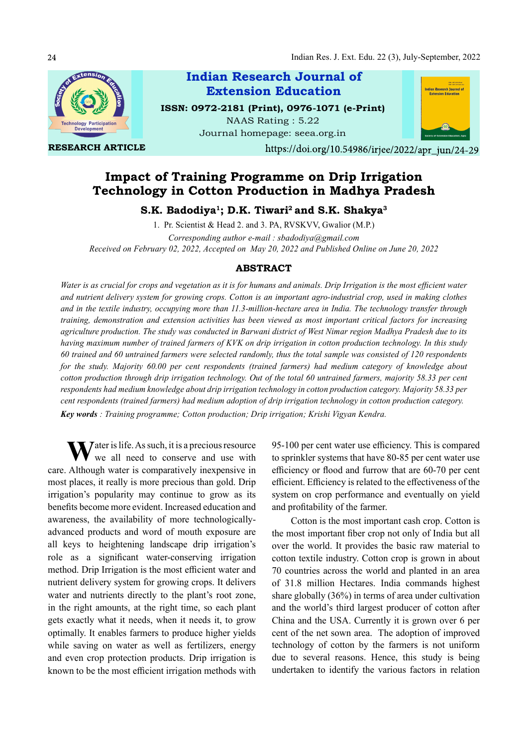**Indian Research Journal of Extension Education**

**ISSN: 0972-2181 (Print), 0976-1071 (e-Print)**

NAAS Rating : 5.22

Journal homepage: seea.org.in

**RESEARCH ARTICLE**

https://doi.org/10.54986/irjee/2022/apr_jun/24-29

# Impact of Training Programme on Drip Irrigation Technology in Cotton Production in Madhya Pradesh

**S.K. Badodiya[1]; D.K. Tiwari[2] and S.K. Shakya[3]**

1. Pr. Scientist & Head 2. and 3. PA, RVSKVV, Gwalior (M.P.)

*Corresponding author e-mail : sbadodiya@gmail.com*

*Received on February 02, 2022, Accepted on May 20, 2022 and Published Online on June 20, 2022*

## ABSTRACT

*Water is as crucial for crops and vegetation as it is for humans and animals. Drip Irrigation is the most efficient water and nutrient delivery system for growing crops. Cotton is an important agro-industrial crop, used in making clothes and in the textile industry, occupying more than 11.3-million-hectare area in India. The technology transfer through training, demonstration and extension activities has been viewed as most important critical factors for increasing agriculture production. The study was conducted in Barwani district of West Nimar region Madhya Pradesh due to its having maximum number of trained farmers of KVK on drip irrigation in cotton production technology. In this study 60 trained and 60 untrained farmers were selected randomly, thus the total sample was consisted of 120 respondents for the study. Majority 60.00 per cent respondents (trained farmers) had medium category of knowledge about cotton production through drip irrigation technology. Out of the total 60 untrained farmers, majority 58.33 per cent respondents had medium knowledge about drip irrigation technology in cotton production category. Majority 58.33 per cent respondents (trained farmers) had medium adoption of drip irrigation technology in cotton production category.*

***Key words*** *: Training programme; Cotton production; Drip irrigation; Krishi Vigyan Kendra.*

Water is life. As such, it is a precious resource we all need to conserve and use with care. Although water is comparatively inexpensive in most places, it really is more precious than gold. Drip irrigation's popularity may continue to grow as its benefits become more evident. Increased education and awareness, the availability of more technologically-advanced products and word of mouth exposure are all keys to heightening landscape drip irrigation's role as a significant water-conserving irrigation method. Drip Irrigation is the most efficient water and nutrient delivery system for growing crops. It delivers water and nutrients directly to the plant's root zone, in the right amounts, at the right time, so each plant gets exactly what it needs, when it needs it, to grow optimally. It enables farmers to produce higher yields while saving on water as well as fertilizers, energy and even crop protection products. Drip irrigation is known to be the most efficient irrigation methods with 95-100 per cent water use efficiency. This is compared to sprinkler systems that have 80-85 per cent water use efficiency or flood and furrow that are 60-70 per cent efficient. Efficiency is related to the effectiveness of the system on crop performance and eventually on yield and profitability of the farmer.

Cotton is the most important cash crop. Cotton is the most important fiber crop not only of India but all over the world. It provides the basic raw material to cotton textile industry. Cotton crop is grown in about 70 countries across the world and planted in an area of 31.8 million Hectares. India commands highest share globally (36%) in terms of area under cultivation and the world's third largest producer of cotton after China and the USA. Currently it is grown over 6 per cent of the net sown area. The adoption of improved technology of cotton by the farmers is not uniform due to several reasons. Hence, this study is being undertaken to identify the various factors in relation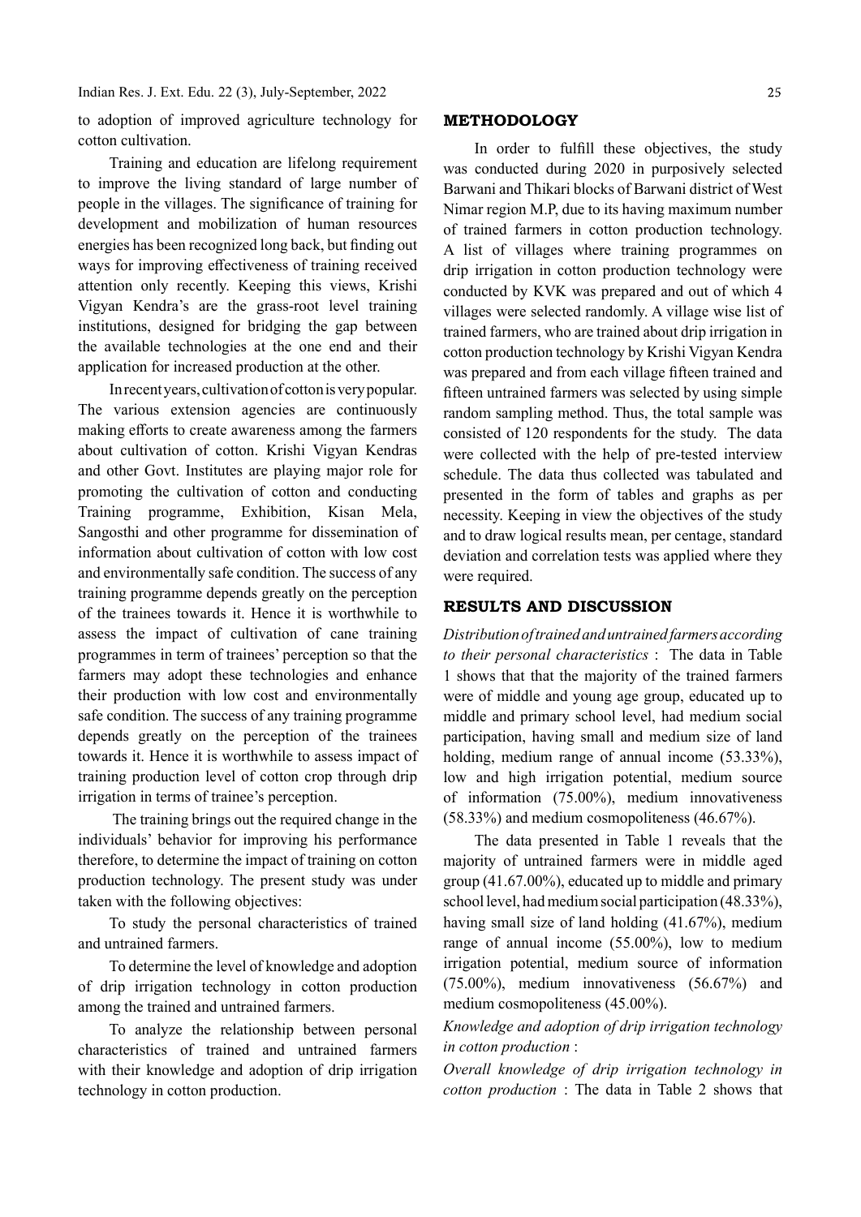to adoption of improved agriculture technology for cotton cultivation.

Training and education are lifelong requirement to improve the living standard of large number of people in the villages. The significance of training for development and mobilization of human resources energies has been recognized long back, but finding out ways for improving effectiveness of training received attention only recently. Keeping this views, Krishi Vigyan Kendra's are the grass-root level training institutions, designed for bridging the gap between the available technologies at the one end and their application for increased production at the other.

In recent years, cultivation of cotton is very popular. The various extension agencies are continuously making efforts to create awareness among the farmers about cultivation of cotton. Krishi Vigyan Kendras and other Govt. Institutes are playing major role for promoting the cultivation of cotton and conducting Training programme, Exhibition, Kisan Mela, Sangosthi and other programme for dissemination of information about cultivation of cotton with low cost and environmentally safe condition. The success of any training programme depends greatly on the perception of the trainees towards it. Hence it is worthwhile to assess the impact of cultivation of cane training programmes in term of trainees' perception so that the farmers may adopt these technologies and enhance their production with low cost and environmentally safe condition. The success of any training programme depends greatly on the perception of the trainees towards it. Hence it is worthwhile to assess impact of training production level of cotton crop through drip irrigation in terms of trainee's perception.

The training brings out the required change in the individuals' behavior for improving his performance therefore, to determine the impact of training on cotton production technology. The present study was under taken with the following objectives:

To study the personal characteristics of trained and untrained farmers.

To determine the level of knowledge and adoption of drip irrigation technology in cotton production among the trained and untrained farmers.

To analyze the relationship between personal characteristics of trained and untrained farmers with their knowledge and adoption of drip irrigation technology in cotton production.

## METHODOLOGY

In order to fulfill these objectives, the study was conducted during 2020 in purposively selected Barwani and Thikari blocks of Barwani district of West Nimar region M.P, due to its having maximum number of trained farmers in cotton production technology. A list of villages where training programmes on drip irrigation in cotton production technology were conducted by KVK was prepared and out of which 4 villages were selected randomly. A village wise list of trained farmers, who are trained about drip irrigation in cotton production technology by Krishi Vigyan Kendra was prepared and from each village fifteen trained and fifteen untrained farmers was selected by using simple random sampling method. Thus, the total sample was consisted of 120 respondents for the study. The data were collected with the help of pre-tested interview schedule. The data thus collected was tabulated and presented in the form of tables and graphs as per necessity. Keeping in view the objectives of the study and to draw logical results mean, per centage, standard deviation and correlation tests was applied where they were required.

## RESULTS AND DISCUSSION

*Distribution of trained and untrained farmers according to their personal characteristics* : The data in Table 1 shows that that the majority of the trained farmers were of middle and young age group, educated up to middle and primary school level, had medium social participation, having small and medium size of land holding, medium range of annual income (53.33%), low and high irrigation potential, medium source of information (75.00%), medium innovativeness (58.33%) and medium cosmopoliteness (46.67%).

The data presented in Table 1 reveals that the majority of untrained farmers were in middle aged group (41.67.00%), educated up to middle and primary school level, had medium social participation (48.33%), having small size of land holding (41.67%), medium range of annual income (55.00%), low to medium irrigation potential, medium source of information (75.00%), medium innovativeness (56.67%) and medium cosmopoliteness (45.00%).

*Knowledge and adoption of drip irrigation technology in cotton production* :

*Overall knowledge of drip irrigation technology in cotton production* : The data in Table 2 shows that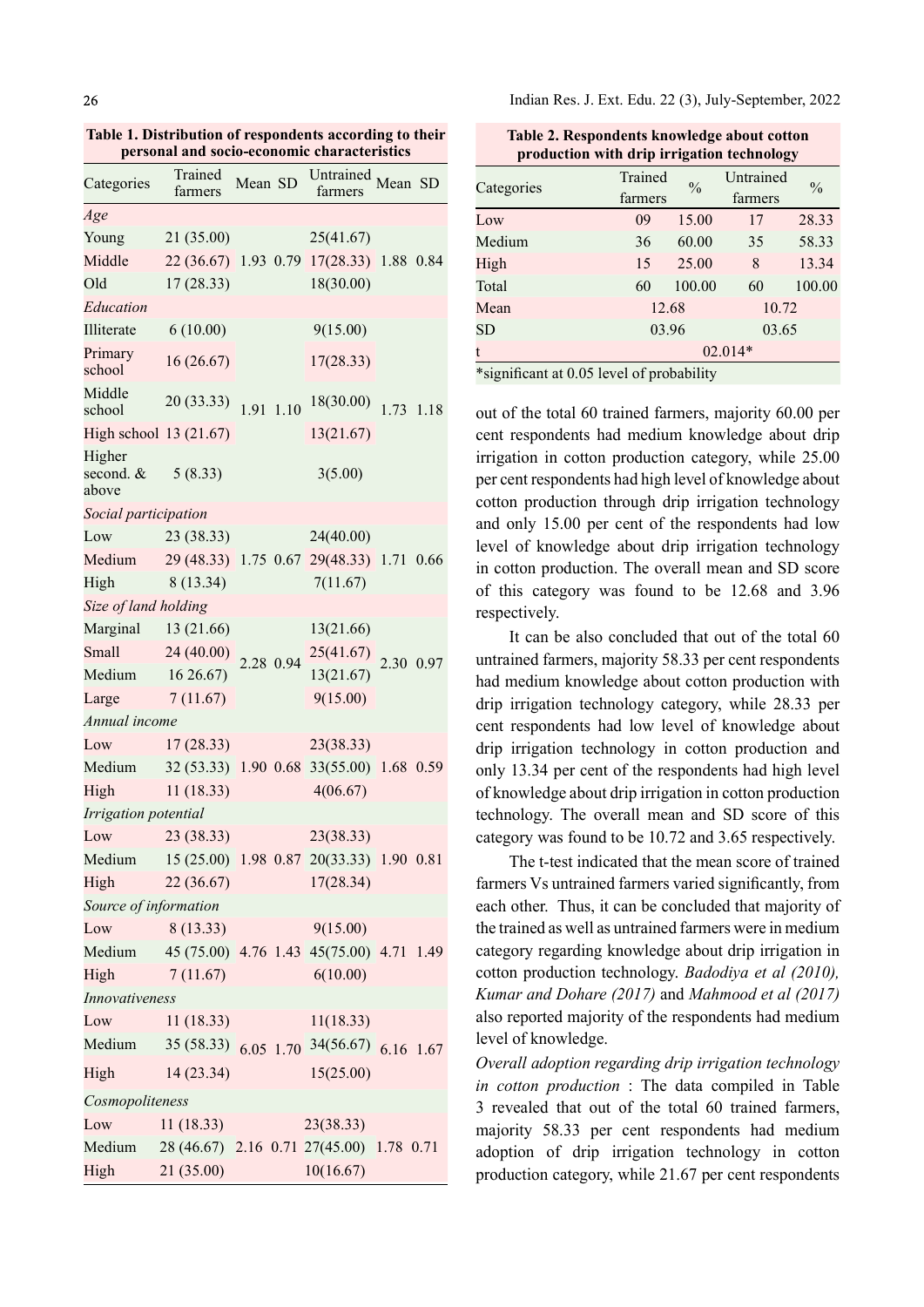**Table 1. Distribution of respondents according to their personal and socio-economic characteristics**

| Categories | Trained farmers | Mean | SD | Untrained farmers | Mean | SD |
|---|---|---|---|---|---|---|
| *Age* | | | | | | |
| Young | 21 (35.00) | | | 25(41.67) | | |
| Middle | 22 (36.67) | 1.93 | 0.79 | 17(28.33) | 1.88 | 0.84 |
| Old | 17 (28.33) | | | 18(30.00) | | |
| *Education* | | | | | | |
| Illiterate | 6 (10.00) | | | 9(15.00) | | |
| Primary school | 16 (26.67) | | | 17(28.33) | | |
| Middle school | 20 (33.33) | 1.91 | 1.10 | 18(30.00) | 1.73 | 1.18 |
| High school | 13 (21.67) | | | 13(21.67) | | |
| Higher second. & above | 5 (8.33) | | | 3(5.00) | | |
| *Social participation* | | | | | | |
| Low | 23 (38.33) | | | 24(40.00) | | |
| Medium | 29 (48.33) | 1.75 | 0.67 | 29(48.33) | 1.71 | 0.66 |
| High | 8 (13.34) | | | 7(11.67) | | |
| *Size of land holding* | | | | | | |
| Marginal | 13 (21.66) | | | 13(21.66) | | |
| Small | 24 (40.00) | 2.28 | 0.94 | 25(41.67) | 2.30 | 0.97 |
| Medium | 16 26.67) | | | 13(21.67) | | |
| Large | 7 (11.67) | | | 9(15.00) | | |
| *Annual income* | | | | | | |
| Low | 17 (28.33) | | | 23(38.33) | | |
| Medium | 32 (53.33) | 1.90 | 0.68 | 33(55.00) | 1.68 | 0.59 |
| High | 11 (18.33) | | | 4(06.67) | | |
| *Irrigation potential* | | | | | | |
| Low | 23 (38.33) | | | 23(38.33) | | |
| Medium | 15 (25.00) | 1.98 | 0.87 | 20(33.33) | 1.90 | 0.81 |
| High | 22 (36.67) | | | 17(28.34) | | |
| *Source of information* | | | | | | |
| Low | 8 (13.33) | | | 9(15.00) | | |
| Medium | 45 (75.00) | 4.76 | 1.43 | 45(75.00) | 4.71 | 1.49 |
| High | 7 (11.67) | | | 6(10.00) | | |
| *Innovativeness* | | | | | | |
| Low | 11 (18.33) | | | 11(18.33) | | |
| Medium | 35 (58.33) | 6.05 | 1.70 | 34(56.67) | 6.16 | 1.67 |
| High | 14 (23.34) | | | 15(25.00) | | |
| *Cosmopoliteness* | | | | | | |
| Low | 11 (18.33) | | | 23(38.33) | | |
| Medium | 28 (46.67) | 2.16 | 0.71 | 27(45.00) | 1.78 | 0.71 |
| High | 21 (35.00) | | | 10(16.67) | | |

**Table 2. Respondents knowledge about cotton production with drip irrigation technology**

| Categories | Trained farmers | % | Untrained farmers | % |
|---|---|---|---|---|
| Low | 09 | 15.00 | 17 | 28.33 |
| Medium | 36 | 60.00 | 35 | 58.33 |
| High | 15 | 25.00 | 8 | 13.34 |
| Total | 60 | 100.00 | 60 | 100.00 |
| Mean | 12.68 | | 10.72 | |
| SD | 03.96 | | 03.65 | |
| t | 02.014* | | | |

*significant at 0.05 level of probability

out of the total 60 trained farmers, majority 60.00 per cent respondents had medium knowledge about drip irrigation in cotton production category, while 25.00 per cent respondents had high level of knowledge about cotton production through drip irrigation technology and only 15.00 per cent of the respondents had low level of knowledge about drip irrigation technology in cotton production. The overall mean and SD score of this category was found to be 12.68 and 3.96 respectively.

It can be also concluded that out of the total 60 untrained farmers, majority 58.33 per cent respondents had medium knowledge about cotton production with drip irrigation technology category, while 28.33 per cent respondents had low level of knowledge about drip irrigation technology in cotton production and only 13.34 per cent of the respondents had high level of knowledge about drip irrigation in cotton production technology. The overall mean and SD score of this category was found to be 10.72 and 3.65 respectively.

The t-test indicated that the mean score of trained farmers Vs untrained farmers varied significantly, from each other. Thus, it can be concluded that majority of the trained as well as untrained farmers were in medium category regarding knowledge about drip irrigation in cotton production technology. *Badodiya et al (2010), Kumar and Dohare (2017)* and *Mahmood et al (2017)* also reported majority of the respondents had medium level of knowledge.

*Overall adoption regarding drip irrigation technology in cotton production* : The data compiled in Table 3 revealed that out of the total 60 trained farmers, majority 58.33 per cent respondents had medium adoption of drip irrigation technology in cotton production category, while 21.67 per cent respondents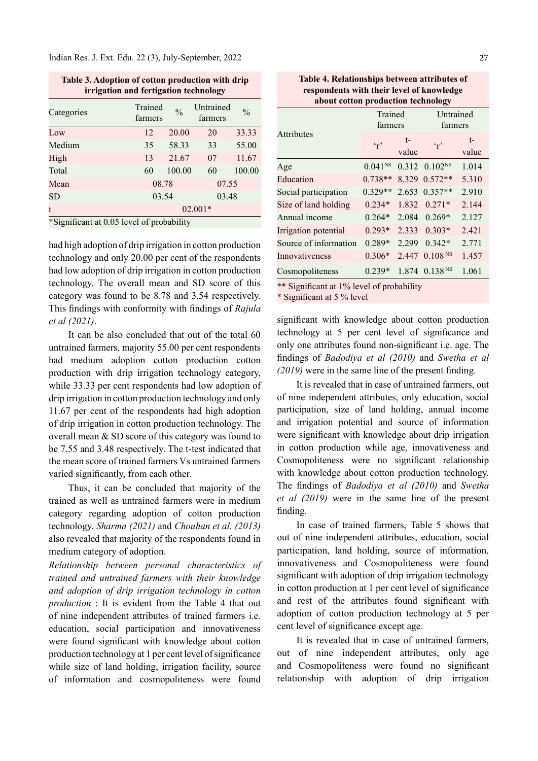**Table 3. Adoption of cotton production with drip irrigation and fertigation technology**

| Categories | Trained farmers | % | Untrained farmers | % |
|---|---|---|---|---|
| Low | 12 | 20.00 | 20 | 33.33 |
| Medium | 35 | 58.33 | 33 | 55.00 |
| High | 13 | 21.67 | 07 | 11.67 |
| Total | 60 | 100.00 | 60 | 100.00 |
| Mean | 08.78 | | 07.55 | |
| SD | 03.54 | | 03.48 | |
| t | 02.001* | | | |

*Significant at 0.05 level of probability

had high adoption of drip irrigation in cotton production technology and only 20.00 per cent of the respondents had low adoption of drip irrigation in cotton production technology. The overall mean and SD score of this category was found to be 8.78 and 3.54 respectively. This findings with conformity with findings of *Rajula et al (2021)*.

It can be also concluded that out of the total 60 untrained farmers, majority 55.00 per cent respondents had medium adoption cotton production cotton production with drip irrigation technology category, while 33.33 per cent respondents had low adoption of drip irrigation in cotton production technology and only 11.67 per cent of the respondents had high adoption of drip irrigation in cotton production technology. The overall mean & SD score of this category was found to be 7.55 and 3.48 respectively. The t-test indicated that the mean score of trained farmers Vs untrained farmers varied significantly, from each other.

Thus, it can be concluded that majority of the trained as well as untrained farmers were in medium category regarding adoption of cotton production technology. *Sharma (2021)* and *Chouhan et al. (2013)* also revealed that majority of the respondents found in medium category of adoption.

*Relationship between personal characteristics of trained and untrained farmers with their knowledge and adoption of drip irrigation technology in cotton production* : It is evident from the Table 4 that out of nine independent attributes of trained farmers i.e. education, social participation and innovativeness were found significant with knowledge about cotton production technology at 1 per cent level of significance while size of land holding, irrigation facility, source of information and cosmopoliteness were found significant with knowledge about cotton production technology at 5 per cent level of significance and only one attributes found non-significant i.e. age. The findings of *Badodiya et al (2010)* and *Swetha et al (2019)* were in the same line of the present finding.

**Table 4. Relationships between attributes of respondents with their level of knowledge about cotton production technology**

| Attributes | Trained farmers | | Untrained farmers | |
|---|---|---|---|---|
| | 'r' | t-value | 'r' | t-value |
| Age | 0.041$^{NS}$ | 0.312 | 0.102$^{NS}$ | 1.014 |
| Education | 0.738** | 8.329 | 0.572** | 5.310 |
| Social participation | 0.329** | 2.653 | 0.357** | 2.910 |
| Size of land holding | 0.234* | 1.832 | 0.271* | 2.144 |
| Annual income | 0.264* | 2.084 | 0.269* | 2.127 |
| Irrigation potential | 0.293* | 2.333 | 0.303* | 2.421 |
| Source of information | 0.289* | 2.299 | 0.342* | 2.771 |
| Innovativeness | 0.306* | 2.447 | 0.108$^{NS}$ | 1.457 |
| Cosmopoliteness | 0.239* | 1.874 | 0.138$^{NS}$ | 1.061 |

** Significant at 1% level of probability
* Significant at 5 % level

It is revealed that in case of untrained farmers, out of nine independent attributes, only education, social participation, size of land holding, annual income and irrigation potential and source of information were significant with knowledge about drip irrigation in cotton production while age, innovativeness and Cosmopoliteness were no significant relationship with knowledge about cotton production technology. The findings of *Badodiya et al (2010)* and *Swetha et al (2019)* were in the same line of the present finding.

In case of trained farmers, Table 5 shows that out of nine independent attributes, education, social participation, land holding, source of information, innovativeness and Cosmopoliteness were found significant with adoption of drip irrigation technology in cotton production at 1 per cent level of significance and rest of the attributes found significant with adoption of cotton production technology at 5 per cent level of significance except age.

It is revealed that in case of untrained farmers, out of nine independent attributes, only age and Cosmopoliteness were found no significant relationship with adoption of drip irrigation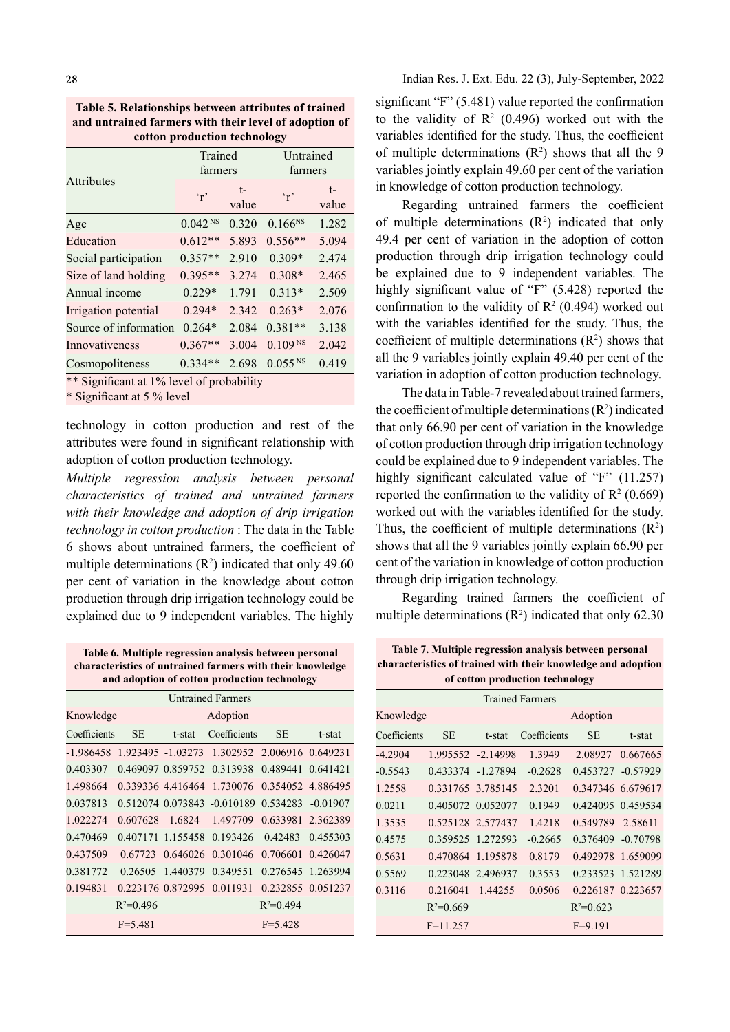**Table 5. Relationships between attributes of trained and untrained farmers with their level of adoption of cotton production technology**

| Attributes | Trained farmers | | Untrained farmers | |
|---|---|---|---|---|
| | 'r' | t-value | 'r' | t-value |
| Age | 0.042 [NS] | 0.320 | 0.166[NS] | 1.282 |
| Education | 0.612** | 5.893 | 0.556** | 5.094 |
| Social participation | 0.357** | 2.910 | 0.309* | 2.474 |
| Size of land holding | 0.395** | 3.274 | 0.308* | 2.465 |
| Annual income | 0.229* | 1.791 | 0.313* | 2.509 |
| Irrigation potential | 0.294* | 2.342 | 0.263* | 2.076 |
| Source of information | 0.264* | 2.084 | 0.381** | 3.138 |
| Innovativeness | 0.367** | 3.004 | 0.109 [NS] | 2.042 |
| Cosmopoliteness | 0.334** | 2.698 | 0.055 [NS] | 0.419 |

** Significant at 1% level of probability
* Significant at 5 % level

technology in cotton production and rest of the attributes were found in significant relationship with adoption of cotton production technology.

*Multiple regression analysis between personal characteristics of trained and untrained farmers with their knowledge and adoption of drip irrigation technology in cotton production* : The data in the Table 6 shows about untrained farmers, the coefficient of multiple determinations ($R^2$) indicated that only 49.60 per cent of variation in the knowledge about cotton production through drip irrigation technology could be explained due to 9 independent variables. The highly significant "F" (5.481) value reported the confirmation to the validity of $R^2$ (0.496) worked out with the variables identified for the study. Thus, the coefficient of multiple determinations ($R^2$) shows that all the 9 variables jointly explain 49.60 per cent of the variation in knowledge of cotton production technology.

Regarding untrained farmers the coefficient of multiple determinations ($R^2$) indicated that only 49.4 per cent of variation in the adoption of cotton production through drip irrigation technology could be explained due to 9 independent variables. The highly significant value of "F" (5.428) reported the confirmation to the validity of $R^2$ (0.494) worked out with the variables identified for the study. Thus, the coefficient of multiple determinations ($R^2$) shows that all the 9 variables jointly explain 49.40 per cent of the variation in adoption of cotton production technology.

The data in Table-7 revealed about trained farmers, the coefficient of multiple determinations ($R^2$) indicated that only 66.90 per cent of variation in the knowledge of cotton production through drip irrigation technology could be explained due to 9 independent variables. The highly significant calculated value of "F" (11.257) reported the confirmation to the validity of $R^2$ (0.669) worked out with the variables identified for the study. Thus, the coefficient of multiple determinations ($R^2$) shows that all the 9 variables jointly explain 66.90 per cent of the variation in knowledge of cotton production through drip irrigation technology.

Regarding trained farmers the coefficient of multiple determinations ($R^2$) indicated that only 62.30

**Table 6. Multiple regression analysis between personal characteristics of untrained farmers with their knowledge and adoption of cotton production technology**

| Untrained Farmers | | | | | |
|---|---|---|---|---|---|
| Knowledge | | | Adoption | | |
| Coefficients | SE | t-stat | Coefficients | SE | t-stat |
| -1.986458 | 1.923495 | -1.03273 | 1.302952 | 2.006916 | 0.649231 |
| 0.403307 | 0.469097 | 0.859752 | 0.313938 | 0.489441 | 0.641421 |
| 1.498664 | 0.339336 | 4.416464 | 1.730076 | 0.354052 | 4.886495 |
| 0.037813 | 0.512074 | 0.073843 | -0.010189 | 0.534283 | -0.01907 |
| 1.022274 | 0.607628 | 1.6824 | 1.497709 | 0.633981 | 2.362389 |
| 0.470469 | 0.407171 | 1.155458 | 0.193426 | 0.42483 | 0.455303 |
| 0.437509 | 0.67723 | 0.646026 | 0.301046 | 0.706601 | 0.426047 |
| 0.381772 | 0.26505 | 1.440379 | 0.349551 | 0.276545 | 1.263994 |
| 0.194831 | 0.223176 | 0.872995 | 0.011931 | 0.232855 | 0.051237 |
| | $R^2$=0.496 | | | $R^2$=0.494 | |
| | F=5.481 | | | F=5.428 | |

**Table 7. Multiple regression analysis between personal characteristics of trained with their knowledge and adoption of cotton production technology**

| Trained Farmers | | | | | |
|---|---|---|---|---|---|
| Knowledge | | | Adoption | | |
| Coefficients | SE | t-stat | Coefficients | SE | t-stat |
| -4.2904 | 1.995552 | -2.14998 | 1.3949 | 2.08927 | 0.667665 |
| -0.5543 | 0.433374 | -1.27894 | -0.2628 | 0.453727 | -0.57929 |
| 1.2558 | 0.331765 | 3.785145 | 2.3201 | 0.347346 | 6.679617 |
| 0.0211 | 0.405072 | 0.052077 | 0.1949 | 0.424095 | 0.459534 |
| 1.3535 | 0.525128 | 2.577437 | 1.4218 | 0.549789 | 2.58611 |
| 0.4575 | 0.359525 | 1.272593 | -0.2665 | 0.376409 | -0.70798 |
| 0.5631 | 0.470864 | 1.195878 | 0.8179 | 0.492978 | 1.659099 |
| 0.5569 | 0.223048 | 2.496937 | 0.3553 | 0.233523 | 1.521289 |
| 0.3116 | 0.216041 | 1.44255 | 0.0506 | 0.226187 | 0.223657 |
| | $R^2$=0.669 | | | $R^2$=0.623 | |
| | F=11.257 | | | F=9.191 | |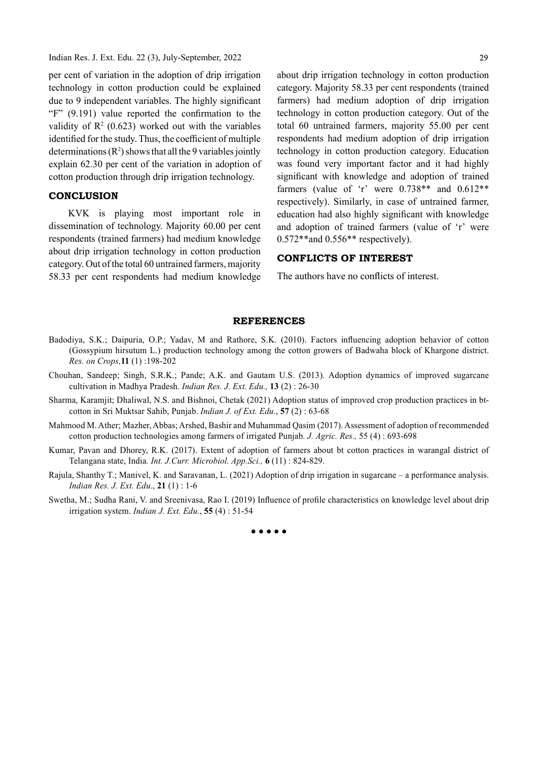per cent of variation in the adoption of drip irrigation technology in cotton production could be explained due to 9 independent variables. The highly significant "F" (9.191) value reported the confirmation to the validity of $R^2$ (0.623) worked out with the variables identified for the study. Thus, the coefficient of multiple determinations ($R^2$) shows that all the 9 variables jointly explain 62.30 per cent of the variation in adoption of cotton production through drip irrigation technology.

## CONCLUSION

KVK is playing most important role in dissemination of technology. Majority 60.00 per cent respondents (trained farmers) had medium knowledge about drip irrigation technology in cotton production category. Out of the total 60 untrained farmers, majority 58.33 per cent respondents had medium knowledge about drip irrigation technology in cotton production category. Majority 58.33 per cent respondents (trained farmers) had medium adoption of drip irrigation technology in cotton production category. Out of the total 60 untrained farmers, majority 55.00 per cent respondents had medium adoption of drip irrigation technology in cotton production category. Education was found very important factor and it had highly significant with knowledge and adoption of trained farmers (value of 'r' were 0.738** and 0.612** respectively). Similarly, in case of untrained farmer, education had also highly significant with knowledge and adoption of trained farmers (value of 'r' were 0.572**and 0.556** respectively).

## CONFLICTS OF INTEREST

The authors have no conflicts of interest.

## REFERENCES

Badodiya, S.K.; Daipuria, O.P.; Yadav, M and Rathore, S.K. (2010). Factors influencing adoption behavior of cotton (Gossypium hirsutum L.) production technology among the cotton growers of Badwaha block of Khargone district. *Res. on Crops,* **11** (1) :198-202

Chouhan, Sandeep; Singh, S.R.K.; Pande; A.K. and Gautam U.S. (2013). Adoption dynamics of improved sugarcane cultivation in Madhya Pradesh. *Indian Res. J. Ext. Edu.,* **13** (2) : 26-30

Sharma, Karamjit; Dhaliwal, N.S. and Bishnoi, Chetak (2021) Adoption status of improved crop production practices in bt-cotton in Sri Muktsar Sahib, Punjab. *Indian J. of Ext. Edu.*, **57** (2) : 63-68

Mahmood M. Ather; Mazher, Abbas; Arshed, Bashir and Muhammad Qasim (2017). Assessment of adoption of recommended cotton production technologies among farmers of irrigated Punjab. *J. Agric. Res.,* 55 (4) : 693-698

Kumar, Pavan and Dhorey, R.K. (2017). Extent of adoption of farmers about bt cotton practices in warangal district of Telangana state, India. *Int. J.Curr. Microbiol. App.Sci.,* **6** (11) : 824-829.

Rajula, Shanthy T.; Manivel, K. and Saravanan, L. (2021) Adoption of drip irrigation in sugarcane – a performance analysis. *Indian Res. J. Ext. Edu*., **21** (1) : 1-6

Swetha, M.; Sudha Rani, V. and Sreenivasa, Rao I. (2019) Influence of profile characteristics on knowledge level about drip irrigation system. *Indian J. Ext. Edu.*, **55** (4) : 51-54

• • • • •